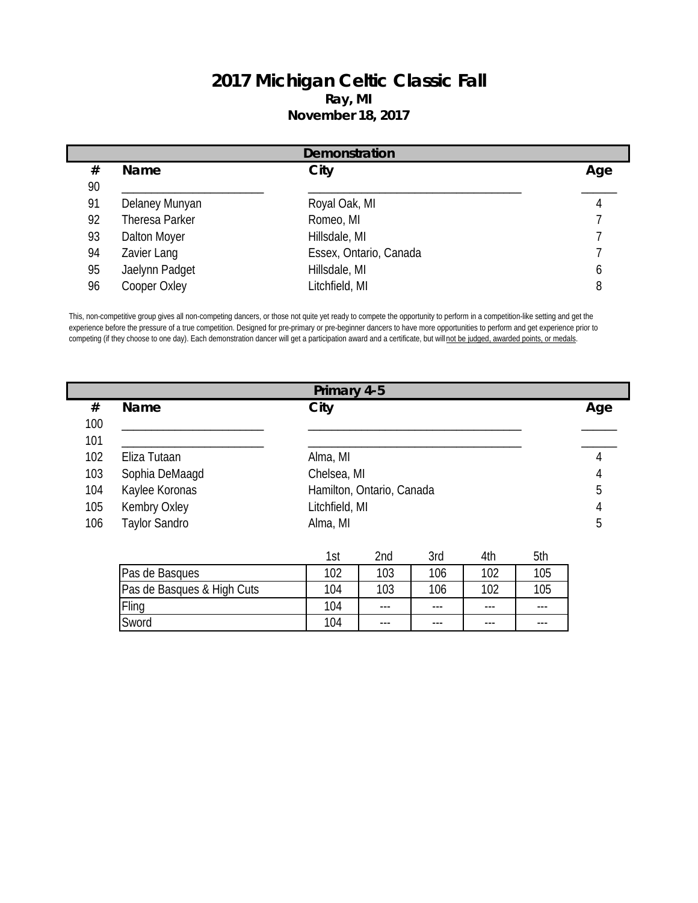# 2017 Michigan Celtic Classic Fall

**Ray, MI**

**November 18, 2017**

## Demonstration

| # | Name | City | Age |
|---|---|---|---|
| 90 | ____________________ | ______________________________ | _____ |
| 91 | Delaney Munyan | Royal Oak, MI | 4 |
| 92 | Theresa Parker | Romeo, MI | 7 |
| 93 | Dalton Moyer | Hillsdale, MI | 7 |
| 94 | Zavier Lang | Essex, Ontario, Canada | 7 |
| 95 | Jaelynn Padget | Hillsdale, MI | 6 |
| 96 | Cooper Oxley | Litchfield, MI | 8 |

This, non-competitive group gives all non-competing dancers, or those not quite yet ready to compete the opportunity to perform in a competition-like setting and get the experience before the pressure of a true competition. Designed for pre-primary or pre-beginner dancers to have more opportunities to perform and get experience prior to competing (if they choose to one day). Each demonstration dancer will get a participation award and a certificate, but will not be judged, awarded points, or medals.

## Primary 4-5

| # | Name | City | Age |
|---|---|---|---|
| 100 | ____________________ | ______________________________ | _____ |
| 101 | ____________________ | ______________________________ | _____ |
| 102 | Eliza Tutaan | Alma, MI | 4 |
| 103 | Sophia DeMaagd | Chelsea, MI | 4 |
| 104 | Kaylee Koronas | Hamilton, Ontario, Canada | 5 |
| 105 | Kembry Oxley | Litchfield, MI | 4 |
| 106 | Taylor Sandro | Alma, MI | 5 |

| | 1st | 2nd | 3rd | 4th | 5th |
|---|---|---|---|---|---|
| Pas de Basques | 102 | 103 | 106 | 102 | 105 |
| Pas de Basques & High Cuts | 104 | 103 | 106 | 102 | 105 |
| Fling | 104 | --- | --- | --- | --- |
| Sword | 104 | --- | --- | --- | --- |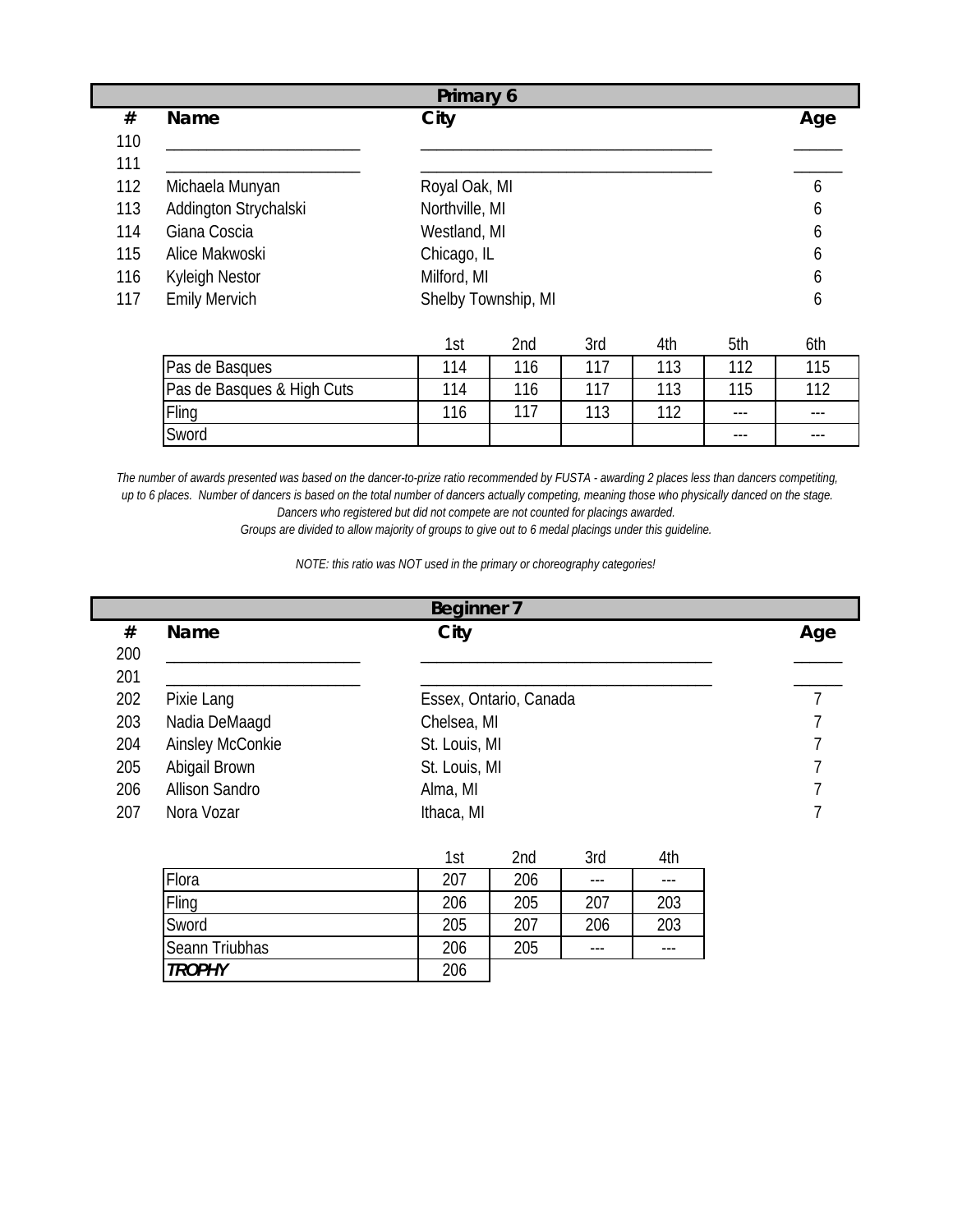## Primary 6

| # | Name | City | Age |
|---|---|---|---|
| 110 | ____________________ | ______________________________ | _____ |
| 111 | ____________________ | ______________________________ | _____ |
| 112 | Michaela Munyan | Royal Oak, MI | 6 |
| 113 | Addington Strychalski | Northville, MI | 6 |
| 114 | Giana Coscia | Westland, MI | 6 |
| 115 | Alice Makwoski | Chicago, IL | 6 |
| 116 | Kyleigh Nestor | Milford, MI | 6 |
| 117 | Emily Mervich | Shelby Township, MI | 6 |

| | 1st | 2nd | 3rd | 4th | 5th | 6th |
|---|---|---|---|---|---|---|
| Pas de Basques | 114 | 116 | 117 | 113 | 112 | 115 |
| Pas de Basques & High Cuts | 114 | 116 | 117 | 113 | 115 | 112 |
| Fling | 116 | 117 | 113 | 112 | --- | --- |
| Sword | | | | | --- | --- |

*The number of awards presented was based on the dancer-to-prize ratio recommended by FUSTA - awarding 2 places less than dancers competitiing, up to 6 places. Number of dancers is based on the total number of dancers actually competing, meaning those who physically danced on the stage. Dancers who registered but did not compete are not counted for placings awarded.*

*Groups are divided to allow majority of groups to give out to 6 medal placings under this guideline.*

*NOTE: this ratio was NOT used in the primary or choreography categories!*

## Beginner 7

| # | Name | City | Age |
|---|---|---|---|
| 200 | ____________________ | ______________________________ | _____ |
| 201 | ____________________ | ______________________________ | _____ |
| 202 | Pixie Lang | Essex, Ontario, Canada | 7 |
| 203 | Nadia DeMaagd | Chelsea, MI | 7 |
| 204 | Ainsley McConkie | St. Louis, MI | 7 |
| 205 | Abigail Brown | St. Louis, MI | 7 |
| 206 | Allison Sandro | Alma, MI | 7 |
| 207 | Nora Vozar | Ithaca, MI | 7 |

| | 1st | 2nd | 3rd | 4th |
|---|---|---|---|---|
| Flora | 207 | 206 | --- | --- |
| Fling | 206 | 205 | 207 | 203 |
| Sword | 205 | 207 | 206 | 203 |
| Seann Triubhas | 206 | 205 | --- | --- |
| ***TROPHY*** | 206 | | | |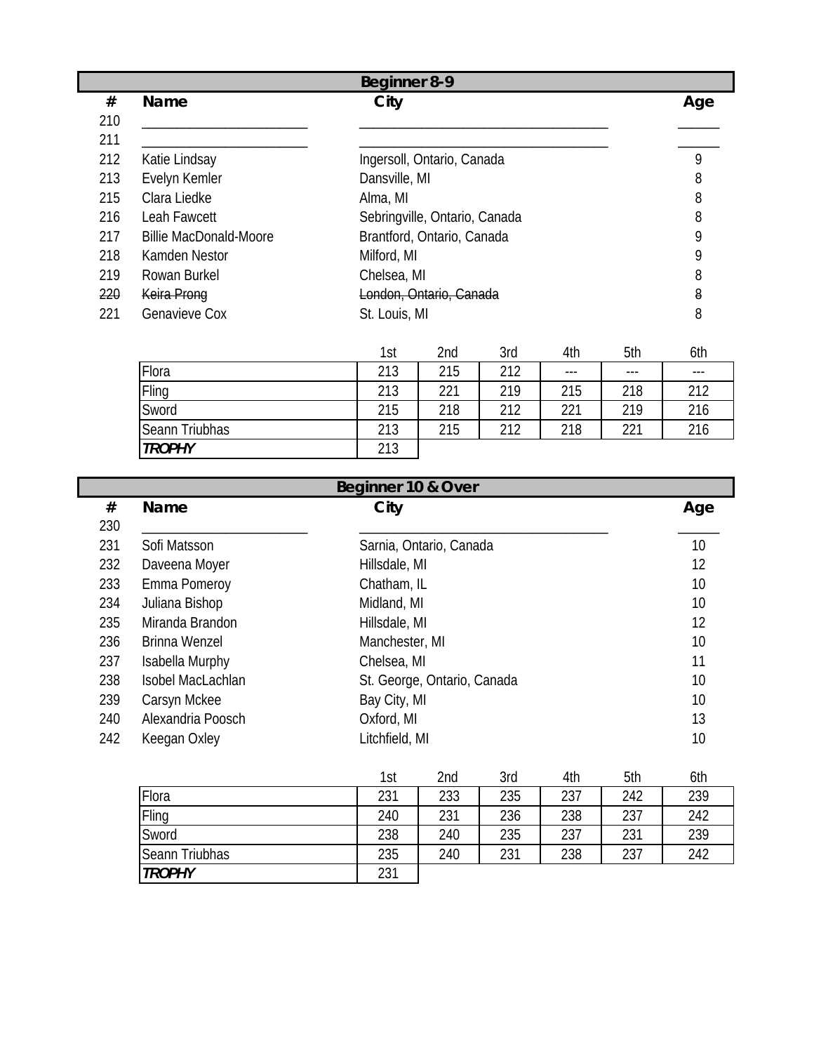## Beginner 8-9

| # | Name | City | Age |
|---|---|---|---|
| 210 | ______________________ | __________________________________ | ______ |
| 211 | ______________________ | __________________________________ | ______ |
| 212 | Katie Lindsay | Ingersoll, Ontario, Canada | 9 |
| 213 | Evelyn Kemler | Dansville, MI | 8 |
| 215 | Clara Liedke | Alma, MI | 8 |
| 216 | Leah Fawcett | Sebringville, Ontario, Canada | 8 |
| 217 | Billie MacDonald-Moore | Brantford, Ontario, Canada | 9 |
| 218 | Kamden Nestor | Milford, MI | 9 |
| 219 | Rowan Burkel | Chelsea, MI | 8 |
| ~~220~~ | ~~Keira Prong~~ | ~~London, Ontario, Canada~~ | ~~8~~ |
| 221 | Genavieve Cox | St. Louis, MI | 8 |

| | 1st | 2nd | 3rd | 4th | 5th | 6th |
|---|---|---|---|---|---|---|
| Flora | 213 | 215 | 212 | --- | --- | --- |
| Fling | 213 | 221 | 219 | 215 | 218 | 212 |
| Sword | 215 | 218 | 212 | 221 | 219 | 216 |
| Seann Triubhas | 213 | 215 | 212 | 218 | 221 | 216 |
| ***TROPHY*** | 213 | | | | | |

## Beginner 10 & Over

| # | Name | City | Age |
|---|---|---|---|
| 230 | ______________________ | __________________________________ | ______ |
| 231 | Sofi Matsson | Sarnia, Ontario, Canada | 10 |
| 232 | Daveena Moyer | Hillsdale, MI | 12 |
| 233 | Emma Pomeroy | Chatham, IL | 10 |
| 234 | Juliana Bishop | Midland, MI | 10 |
| 235 | Miranda Brandon | Hillsdale, MI | 12 |
| 236 | Brinna Wenzel | Manchester, MI | 10 |
| 237 | Isabella Murphy | Chelsea, MI | 11 |
| 238 | Isobel MacLachlan | St. George, Ontario, Canada | 10 |
| 239 | Carsyn Mckee | Bay City, MI | 10 |
| 240 | Alexandria Poosch | Oxford, MI | 13 |
| 242 | Keegan Oxley | Litchfield, MI | 10 |

| | 1st | 2nd | 3rd | 4th | 5th | 6th |
|---|---|---|---|---|---|---|
| Flora | 231 | 233 | 235 | 237 | 242 | 239 |
| Fling | 240 | 231 | 236 | 238 | 237 | 242 |
| Sword | 238 | 240 | 235 | 237 | 231 | 239 |
| Seann Triubhas | 235 | 240 | 231 | 238 | 237 | 242 |
| ***TROPHY*** | 231 | | | | | |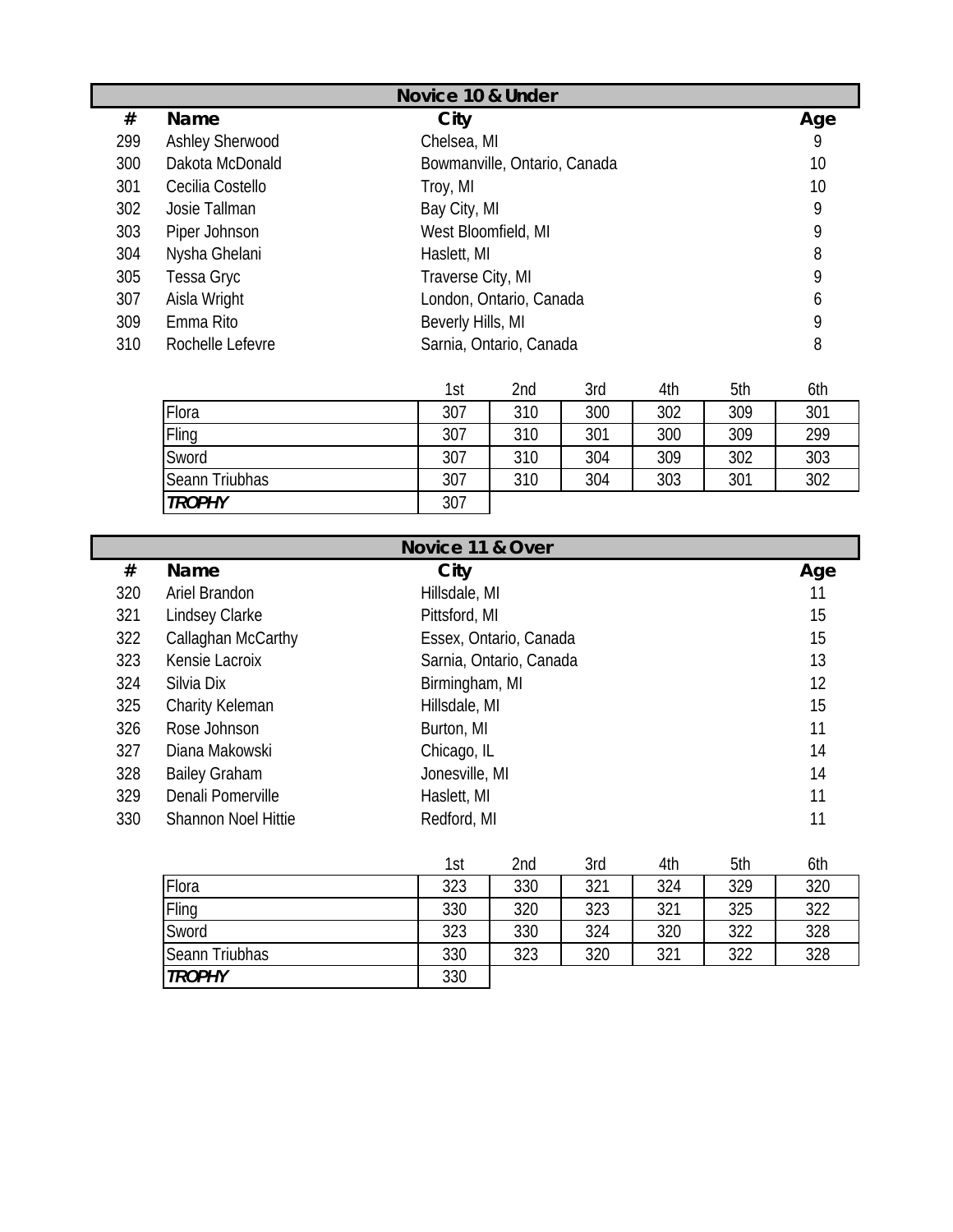## Novice 10 & Under

| # | Name | City | Age |
|---|---|---|---|
| 299 | Ashley Sherwood | Chelsea, MI | 9 |
| 300 | Dakota McDonald | Bowmanville, Ontario, Canada | 10 |
| 301 | Cecilia Costello | Troy, MI | 10 |
| 302 | Josie Tallman | Bay City, MI | 9 |
| 303 | Piper Johnson | West Bloomfield, MI | 9 |
| 304 | Nysha Ghelani | Haslett, MI | 8 |
| 305 | Tessa Gryc | Traverse City, MI | 9 |
| 307 | Aisla Wright | London, Ontario, Canada | 6 |
| 309 | Emma Rito | Beverly Hills, MI | 9 |
| 310 | Rochelle Lefevre | Sarnia, Ontario, Canada | 8 |

| | 1st | 2nd | 3rd | 4th | 5th | 6th |
|---|---|---|---|---|---|---|
| Flora | 307 | 310 | 300 | 302 | 309 | 301 |
| Fling | 307 | 310 | 301 | 300 | 309 | 299 |
| Sword | 307 | 310 | 304 | 309 | 302 | 303 |
| Seann Triubhas | 307 | 310 | 304 | 303 | 301 | 302 |
| ***TROPHY*** | 307 | | | | | |

## Novice 11 & Over

| # | Name | City | Age |
|---|---|---|---|
| 320 | Ariel Brandon | Hillsdale, MI | 11 |
| 321 | Lindsey Clarke | Pittsford, MI | 15 |
| 322 | Callaghan McCarthy | Essex, Ontario, Canada | 15 |
| 323 | Kensie Lacroix | Sarnia, Ontario, Canada | 13 |
| 324 | Silvia Dix | Birmingham, MI | 12 |
| 325 | Charity Keleman | Hillsdale, MI | 15 |
| 326 | Rose Johnson | Burton, MI | 11 |
| 327 | Diana Makowski | Chicago, IL | 14 |
| 328 | Bailey Graham | Jonesville, MI | 14 |
| 329 | Denali Pomerville | Haslett, MI | 11 |
| 330 | Shannon Noel Hittie | Redford, MI | 11 |

| | 1st | 2nd | 3rd | 4th | 5th | 6th |
|---|---|---|---|---|---|---|
| Flora | 323 | 330 | 321 | 324 | 329 | 320 |
| Fling | 330 | 320 | 323 | 321 | 325 | 322 |
| Sword | 323 | 330 | 324 | 320 | 322 | 328 |
| Seann Triubhas | 330 | 323 | 320 | 321 | 322 | 328 |
| ***TROPHY*** | 330 | | | | | |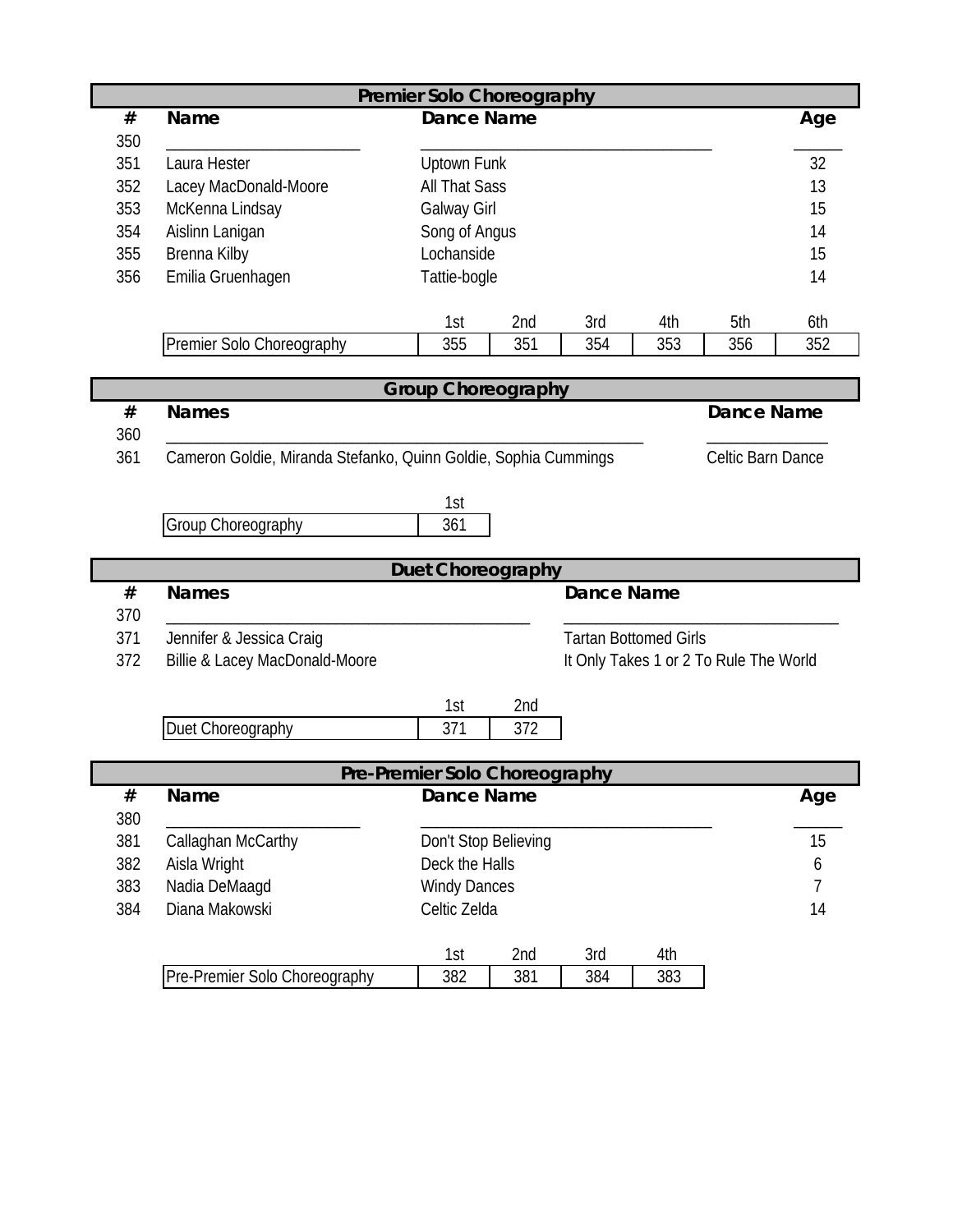## Premier Solo Choreography

| # | Name | Dance Name | Age |
|---|---|---|---|
| 350 | | | |
| 351 | Laura Hester | Uptown Funk | 32 |
| 352 | Lacey MacDonald-Moore | All That Sass | 13 |
| 353 | McKenna Lindsay | Galway Girl | 15 |
| 354 | Aislinn Lanigan | Song of Angus | 14 |
| 355 | Brenna Kilby | Lochanside | 15 |
| 356 | Emilia Gruenhagen | Tattie-bogle | 14 |

| | 1st | 2nd | 3rd | 4th | 5th | 6th |
|---|---|---|---|---|---|---|
| Premier Solo Choreography | 355 | 351 | 354 | 353 | 356 | 352 |

## Group Choreography

| # | Names | Dance Name |
|---|---|---|
| 360 | | |
| 361 | Cameron Goldie, Miranda Stefanko, Quinn Goldie, Sophia Cummings | Celtic Barn Dance |

| | 1st |
|---|---|
| Group Choreography | 361 |

## Duet Choreography

| # | Names | Dance Name |
|---|---|---|
| 370 | | |
| 371 | Jennifer & Jessica Craig | Tartan Bottomed Girls |
| 372 | Billie & Lacey MacDonald-Moore | It Only Takes 1 or 2 To Rule The World |

| | 1st | 2nd |
|---|---|---|
| Duet Choreography | 371 | 372 |

## Pre-Premier Solo Choreography

| # | Name | Dance Name | Age |
|---|---|---|---|
| 380 | | | |
| 381 | Callaghan McCarthy | Don't Stop Believing | 15 |
| 382 | Aisla Wright | Deck the Halls | 6 |
| 383 | Nadia DeMaagd | Windy Dances | 7 |
| 384 | Diana Makowski | Celtic Zelda | 14 |

| | 1st | 2nd | 3rd | 4th |
|---|---|---|---|---|
| Pre-Premier Solo Choreography | 382 | 381 | 384 | 383 |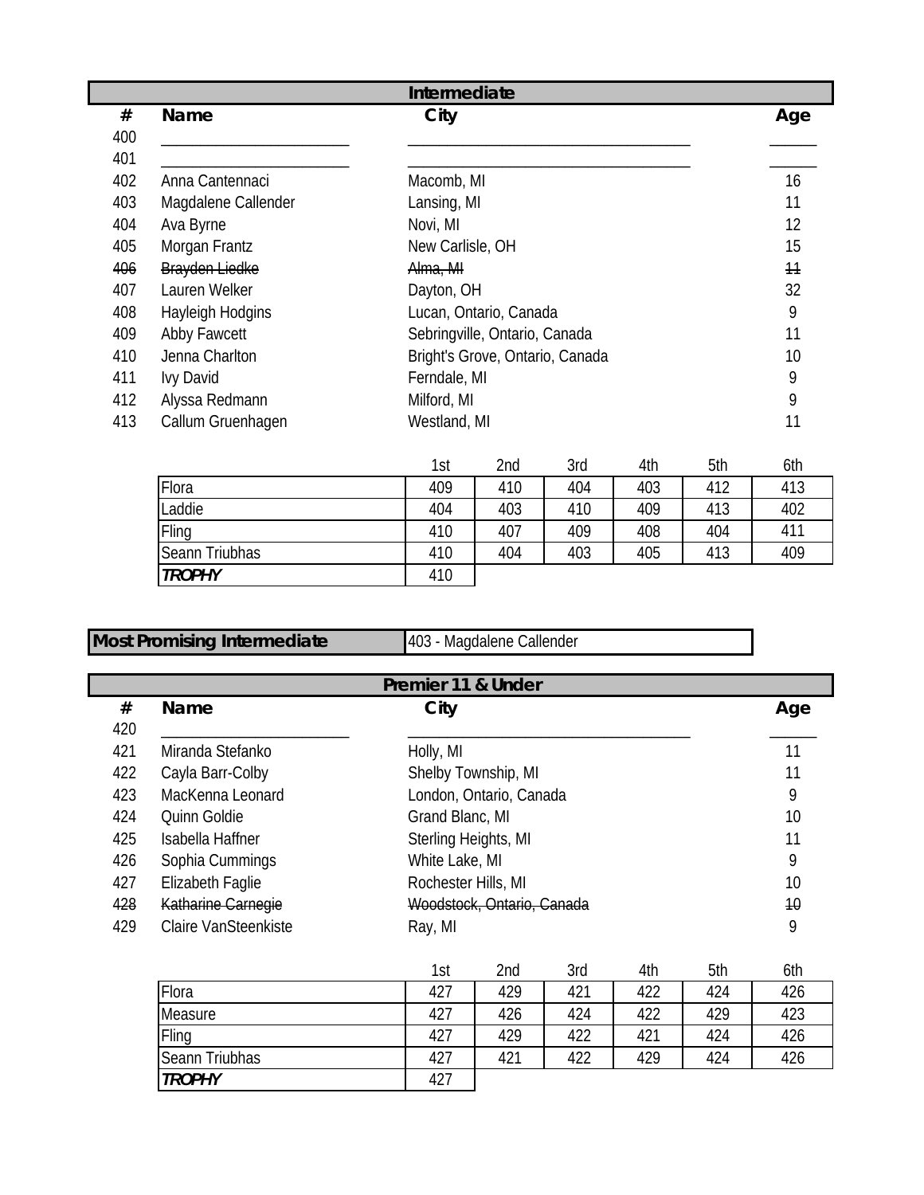## Intermediate

| # | Name | City | Age |
|---|---|---|---|
| 400 | \_\_\_\_\_\_\_\_\_\_\_\_\_\_\_\_\_\_\_\_\_\_\_\_ | \_\_\_\_\_\_\_\_\_\_\_\_\_\_\_\_\_\_\_\_\_\_\_\_\_\_\_\_\_\_\_\_\_\_\_\_ | \_\_\_\_\_\_ |
| 401 | \_\_\_\_\_\_\_\_\_\_\_\_\_\_\_\_\_\_\_\_\_\_\_\_ | \_\_\_\_\_\_\_\_\_\_\_\_\_\_\_\_\_\_\_\_\_\_\_\_\_\_\_\_\_\_\_\_\_\_\_\_ | \_\_\_\_\_\_ |
| 402 | Anna Cantennaci | Macomb, MI | 16 |
| 403 | Magdalene Callender | Lansing, MI | 11 |
| 404 | Ava Byrne | Novi, MI | 12 |
| 405 | Morgan Frantz | New Carlisle, OH | 15 |
| ~~406~~ | ~~Brayden Liedke~~ | ~~Alma, MI~~ | ~~11~~ |
| 407 | Lauren Welker | Dayton, OH | 32 |
| 408 | Hayleigh Hodgins | Lucan, Ontario, Canada | 9 |
| 409 | Abby Fawcett | Sebringville, Ontario, Canada | 11 |
| 410 | Jenna Charlton | Bright's Grove, Ontario, Canada | 10 |
| 411 | Ivy David | Ferndale, MI | 9 |
| 412 | Alyssa Redmann | Milford, MI | 9 |
| 413 | Callum Gruenhagen | Westland, MI | 11 |

| | 1st | 2nd | 3rd | 4th | 5th | 6th |
|---|---|---|---|---|---|---|
| Flora | 409 | 410 | 404 | 403 | 412 | 413 |
| Laddie | 404 | 403 | 410 | 409 | 413 | 402 |
| Fling | 410 | 407 | 409 | 408 | 404 | 411 |
| Seann Triubhas | 410 | 404 | 403 | 405 | 413 | 409 |
| ***TROPHY*** | 410 | | | | | |

| **Most Promising Intermediate** | 403 - Magdalene Callender |
|---|---|

## Premier 11 & Under

| # | Name | City | Age |
|---|---|---|---|
| 420 | \_\_\_\_\_\_\_\_\_\_\_\_\_\_\_\_\_\_\_\_\_\_\_\_ | \_\_\_\_\_\_\_\_\_\_\_\_\_\_\_\_\_\_\_\_\_\_\_\_\_\_\_\_\_\_\_\_\_\_\_\_ | \_\_\_\_\_\_ |
| 421 | Miranda Stefanko | Holly, MI | 11 |
| 422 | Cayla Barr-Colby | Shelby Township, MI | 11 |
| 423 | MacKenna Leonard | London, Ontario, Canada | 9 |
| 424 | Quinn Goldie | Grand Blanc, MI | 10 |
| 425 | Isabella Haffner | Sterling Heights, MI | 11 |
| 426 | Sophia Cummings | White Lake, MI | 9 |
| 427 | Elizabeth Faglie | Rochester Hills, MI | 10 |
| ~~428~~ | ~~Katharine Carnegie~~ | ~~Woodstock, Ontario, Canada~~ | ~~10~~ |
| 429 | Claire VanSteenkiste | Ray, MI | 9 |

| | 1st | 2nd | 3rd | 4th | 5th | 6th |
|---|---|---|---|---|---|---|
| Flora | 427 | 429 | 421 | 422 | 424 | 426 |
| Measure | 427 | 426 | 424 | 422 | 429 | 423 |
| Fling | 427 | 429 | 422 | 421 | 424 | 426 |
| Seann Triubhas | 427 | 421 | 422 | 429 | 424 | 426 |
| ***TROPHY*** | 427 | | | | | |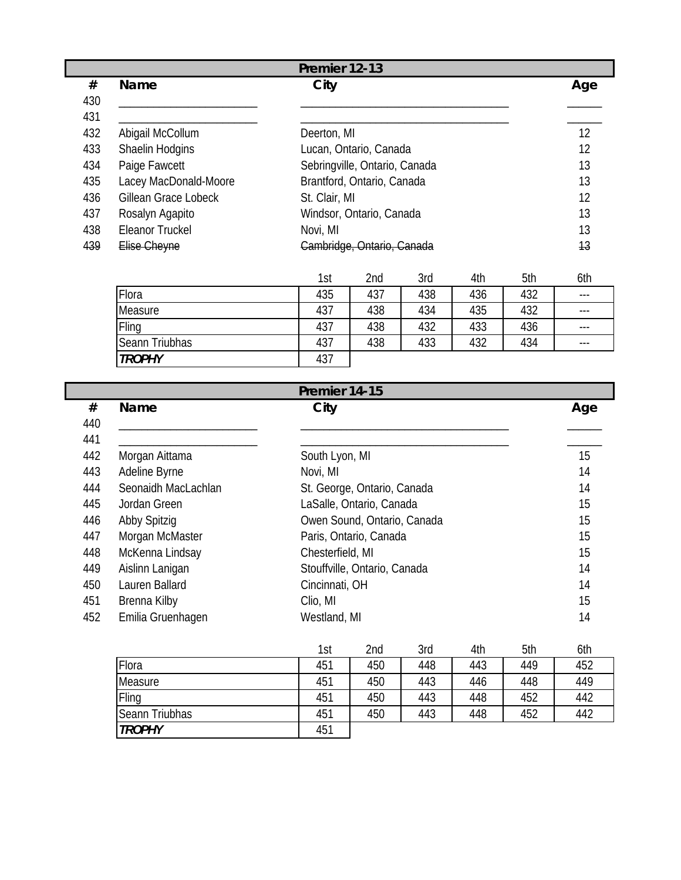## Premier 12-13

| # | Name | City | Age |
|---|---|---|---|
| 430 | ______________________ | ______________________________ | _____ |
| 431 | ______________________ | ______________________________ | _____ |
| 432 | Abigail McCollum | Deerton, MI | 12 |
| 433 | Shaelin Hodgins | Lucan, Ontario, Canada | 12 |
| 434 | Paige Fawcett | Sebringville, Ontario, Canada | 13 |
| 435 | Lacey MacDonald-Moore | Brantford, Ontario, Canada | 13 |
| 436 | Gillean Grace Lobeck | St. Clair, MI | 12 |
| 437 | Rosalyn Agapito | Windsor, Ontario, Canada | 13 |
| 438 | Eleanor Truckel | Novi, MI | 13 |
| ~~439~~ | ~~Elise Cheyne~~ | ~~Cambridge, Ontario, Canada~~ | ~~13~~ |

| | 1st | 2nd | 3rd | 4th | 5th | 6th |
|---|---|---|---|---|---|---|
| Flora | 435 | 437 | 438 | 436 | 432 | --- |
| Measure | 437 | 438 | 434 | 435 | 432 | --- |
| Fling | 437 | 438 | 432 | 433 | 436 | --- |
| Seann Triubhas | 437 | 438 | 433 | 432 | 434 | --- |
| ***TROPHY*** | 437 | | | | | |

## Premier 14-15

| # | Name | City | Age |
|---|---|---|---|
| 440 | ______________________ | ______________________________ | _____ |
| 441 | ______________________ | ______________________________ | _____ |
| 442 | Morgan Aittama | South Lyon, MI | 15 |
| 443 | Adeline Byrne | Novi, MI | 14 |
| 444 | Seonaidh MacLachlan | St. George, Ontario, Canada | 14 |
| 445 | Jordan Green | LaSalle, Ontario, Canada | 15 |
| 446 | Abby Spitzig | Owen Sound, Ontario, Canada | 15 |
| 447 | Morgan McMaster | Paris, Ontario, Canada | 15 |
| 448 | McKenna Lindsay | Chesterfield, MI | 15 |
| 449 | Aislinn Lanigan | Stouffville, Ontario, Canada | 14 |
| 450 | Lauren Ballard | Cincinnati, OH | 14 |
| 451 | Brenna Kilby | Clio, MI | 15 |
| 452 | Emilia Gruenhagen | Westland, MI | 14 |

| | 1st | 2nd | 3rd | 4th | 5th | 6th |
|---|---|---|---|---|---|---|
| Flora | 451 | 450 | 448 | 443 | 449 | 452 |
| Measure | 451 | 450 | 443 | 446 | 448 | 449 |
| Fling | 451 | 450 | 443 | 448 | 452 | 442 |
| Seann Triubhas | 451 | 450 | 443 | 448 | 452 | 442 |
| ***TROPHY*** | 451 | | | | | |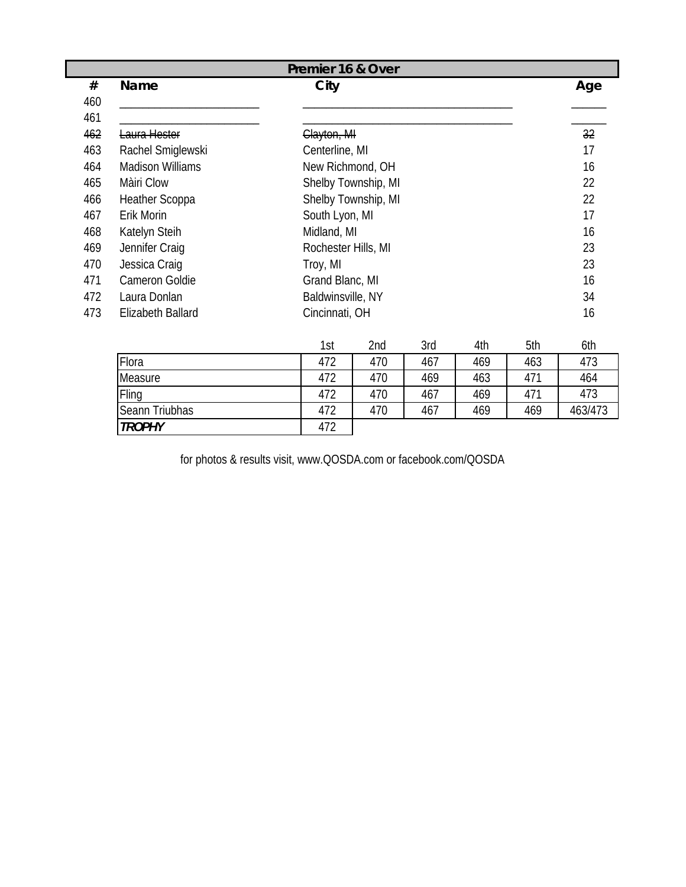## Premier 16 & Over

| # | Name | City | Age |
|---|---|---|---|
| 460 | ____________________ | ______________________________ | _____ |
| 461 | ____________________ | ______________________________ | _____ |
| ~~462~~ | ~~Laura Hester~~ | ~~Clayton, MI~~ | ~~32~~ |
| 463 | Rachel Smiglewski | Centerline, MI | 17 |
| 464 | Madison Williams | New Richmond, OH | 16 |
| 465 | Màiri Clow | Shelby Township, MI | 22 |
| 466 | Heather Scoppa | Shelby Township, MI | 22 |
| 467 | Erik Morin | South Lyon, MI | 17 |
| 468 | Katelyn Steih | Midland, MI | 16 |
| 469 | Jennifer Craig | Rochester Hills, MI | 23 |
| 470 | Jessica Craig | Troy, MI | 23 |
| 471 | Cameron Goldie | Grand Blanc, MI | 16 |
| 472 | Laura Donlan | Baldwinsville, NY | 34 |
| 473 | Elizabeth Ballard | Cincinnati, OH | 16 |

| | 1st | 2nd | 3rd | 4th | 5th | 6th |
|---|---|---|---|---|---|---|
| Flora | 472 | 470 | 467 | 469 | 463 | 473 |
| Measure | 472 | 470 | 469 | 463 | 471 | 464 |
| Fling | 472 | 470 | 467 | 469 | 471 | 473 |
| Seann Triubhas | 472 | 470 | 467 | 469 | 469 | 463/473 |
| ***TROPHY*** | 472 | | | | | |

for photos & results visit, www.QOSDA.com or facebook.com/QOSDA